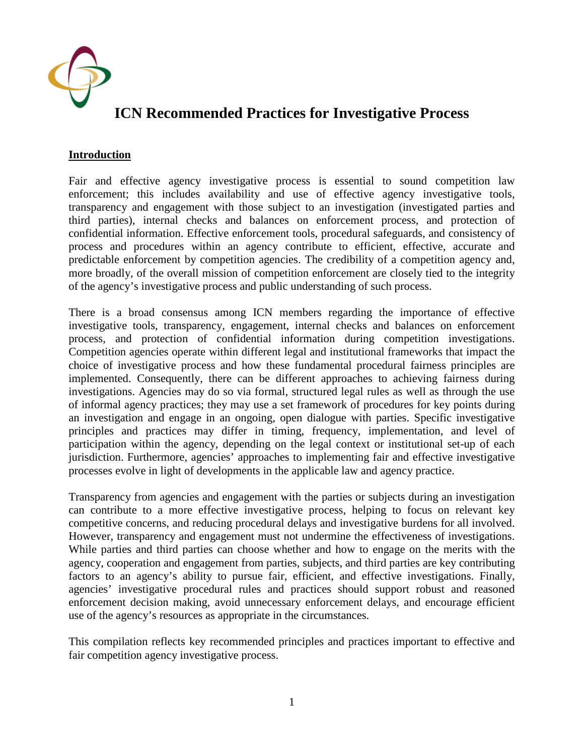# ICN Recommended Practices for Investigative Process

## Introduction

Fair and effective agency investigative process is essential to sound competition law enforcement; this includes availability and use of effective agency investigative tools, transparency and engagement with those subject to an investigation (investigated parties and third parties), internal checks and balances on enforcement process, and protection of confidential information. Effective enforcement tools, procedural safeguards, and consistency of process and procedures within an agency contribute to efficient, effective, accurate and predictable enforcement by competition agencies. The credibility of a competition agency and, more broadly, of the overall mission of competition enforcement are closely tied to the integrity of the agency's investigative process and public understanding of such process.

There is a broad consensus among ICN members regarding the importance of effective investigative tools, transparency, engagement, internal checks and balances on enforcement process, and protection of confidential information during competition investigations. Competition agencies operate within different legal and institutional frameworks that impact the choice of investigative process and how these fundamental procedural fairness principles are implemented. Consequently, there can be different approaches to achieving fairness during investigations. Agencies may do so via formal, structured legal rules as well as through the use of informal agency practices; they may use a set framework of procedures for key points during an investigation and engage in an ongoing, open dialogue with parties. Specific investigative principles and practices may differ in timing, frequency, implementation, and level of participation within the agency, depending on the legal context or institutional set-up of each jurisdiction. Furthermore, agencies' approaches to implementing fair and effective investigative processes evolve in light of developments in the applicable law and agency practice.

Transparency from agencies and engagement with the parties or subjects during an investigation can contribute to a more effective investigative process, helping to focus on relevant key competitive concerns, and reducing procedural delays and investigative burdens for all involved. However, transparency and engagement must not undermine the effectiveness of investigations. While parties and third parties can choose whether and how to engage on the merits with the agency, cooperation and engagement from parties, subjects, and third parties are key contributing factors to an agency's ability to pursue fair, efficient, and effective investigations. Finally, agencies' investigative procedural rules and practices should support robust and reasoned enforcement decision making, avoid unnecessary enforcement delays, and encourage efficient use of the agency's resources as appropriate in the circumstances.

This compilation reflects key recommended principles and practices important to effective and fair competition agency investigative process.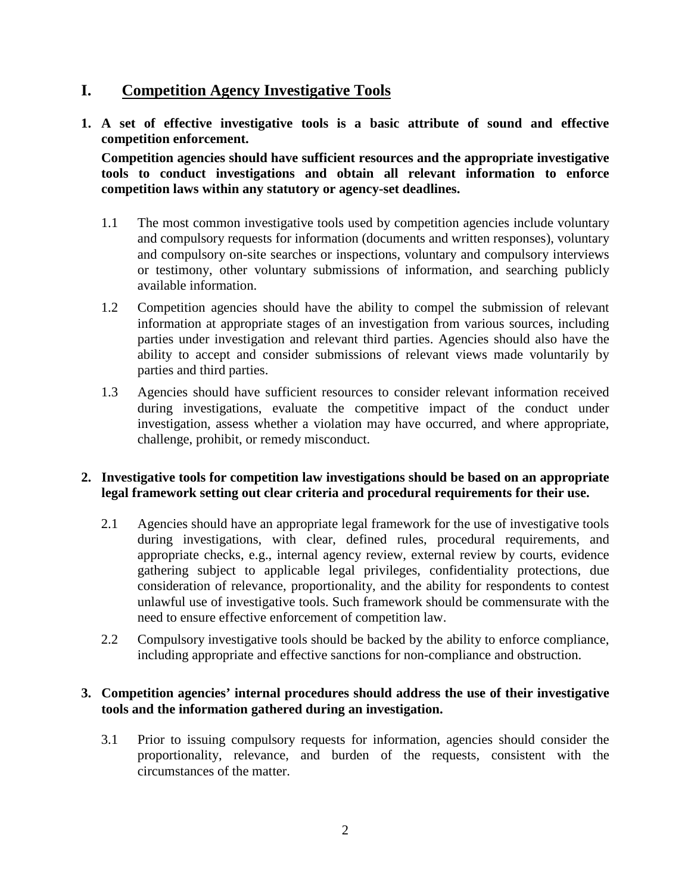# I. Competition Agency Investigative Tools

**1. A set of effective investigative tools is a basic attribute of sound and effective competition enforcement.**

**Competition agencies should have sufficient resources and the appropriate investigative tools to conduct investigations and obtain all relevant information to enforce competition laws within any statutory or agency-set deadlines.**

1.1 The most common investigative tools used by competition agencies include voluntary and compulsory requests for information (documents and written responses), voluntary and compulsory on-site searches or inspections, voluntary and compulsory interviews or testimony, other voluntary submissions of information, and searching publicly available information.

1.2 Competition agencies should have the ability to compel the submission of relevant information at appropriate stages of an investigation from various sources, including parties under investigation and relevant third parties. Agencies should also have the ability to accept and consider submissions of relevant views made voluntarily by parties and third parties.

1.3 Agencies should have sufficient resources to consider relevant information received during investigations, evaluate the competitive impact of the conduct under investigation, assess whether a violation may have occurred, and where appropriate, challenge, prohibit, or remedy misconduct.

**2. Investigative tools for competition law investigations should be based on an appropriate legal framework setting out clear criteria and procedural requirements for their use.**

2.1 Agencies should have an appropriate legal framework for the use of investigative tools during investigations, with clear, defined rules, procedural requirements, and appropriate checks, e.g., internal agency review, external review by courts, evidence gathering subject to applicable legal privileges, confidentiality protections, due consideration of relevance, proportionality, and the ability for respondents to contest unlawful use of investigative tools. Such framework should be commensurate with the need to ensure effective enforcement of competition law.

2.2 Compulsory investigative tools should be backed by the ability to enforce compliance, including appropriate and effective sanctions for non-compliance and obstruction.

**3. Competition agencies' internal procedures should address the use of their investigative tools and the information gathered during an investigation.**

3.1 Prior to issuing compulsory requests for information, agencies should consider the proportionality, relevance, and burden of the requests, consistent with the circumstances of the matter.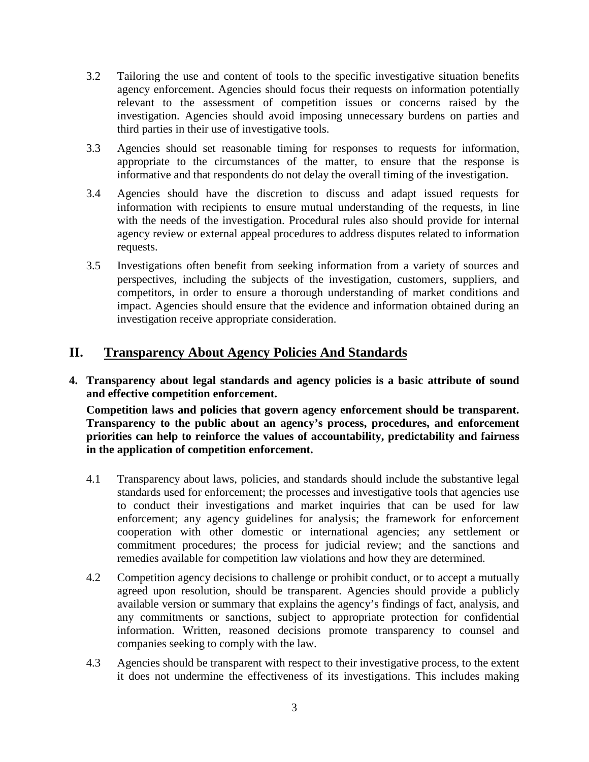3.2 Tailoring the use and content of tools to the specific investigative situation benefits agency enforcement. Agencies should focus their requests on information potentially relevant to the assessment of competition issues or concerns raised by the investigation. Agencies should avoid imposing unnecessary burdens on parties and third parties in their use of investigative tools.

3.3 Agencies should set reasonable timing for responses to requests for information, appropriate to the circumstances of the matter, to ensure that the response is informative and that respondents do not delay the overall timing of the investigation.

3.4 Agencies should have the discretion to discuss and adapt issued requests for information with recipients to ensure mutual understanding of the requests, in line with the needs of the investigation. Procedural rules also should provide for internal agency review or external appeal procedures to address disputes related to information requests.

3.5 Investigations often benefit from seeking information from a variety of sources and perspectives, including the subjects of the investigation, customers, suppliers, and competitors, in order to ensure a thorough understanding of market conditions and impact. Agencies should ensure that the evidence and information obtained during an investigation receive appropriate consideration.

## II. Transparency About Agency Policies And Standards

**4. Transparency about legal standards and agency policies is a basic attribute of sound and effective competition enforcement.**

**Competition laws and policies that govern agency enforcement should be transparent. Transparency to the public about an agency's process, procedures, and enforcement priorities can help to reinforce the values of accountability, predictability and fairness in the application of competition enforcement.**

4.1 Transparency about laws, policies, and standards should include the substantive legal standards used for enforcement; the processes and investigative tools that agencies use to conduct their investigations and market inquiries that can be used for law enforcement; any agency guidelines for analysis; the framework for enforcement cooperation with other domestic or international agencies; any settlement or commitment procedures; the process for judicial review; and the sanctions and remedies available for competition law violations and how they are determined.

4.2 Competition agency decisions to challenge or prohibit conduct, or to accept a mutually agreed upon resolution, should be transparent. Agencies should provide a publicly available version or summary that explains the agency's findings of fact, analysis, and any commitments or sanctions, subject to appropriate protection for confidential information. Written, reasoned decisions promote transparency to counsel and companies seeking to comply with the law.

4.3 Agencies should be transparent with respect to their investigative process, to the extent it does not undermine the effectiveness of its investigations. This includes making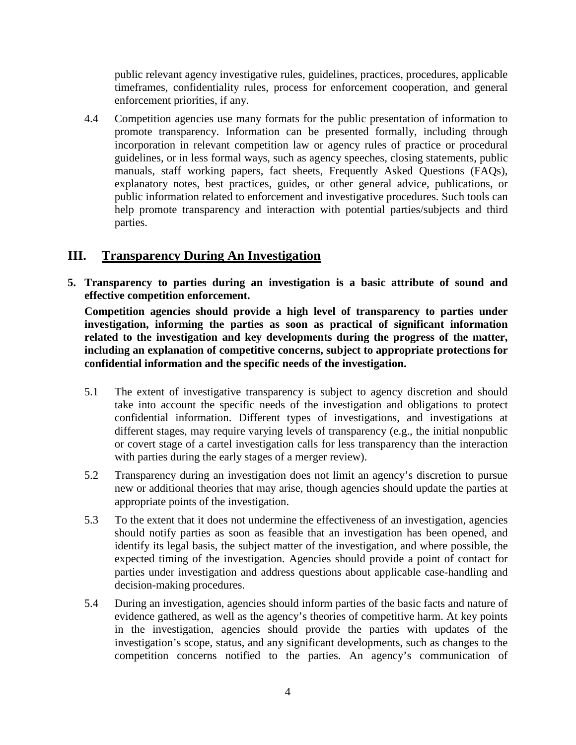public relevant agency investigative rules, guidelines, practices, procedures, applicable timeframes, confidentiality rules, process for enforcement cooperation, and general enforcement priorities, if any.

4.4 Competition agencies use many formats for the public presentation of information to promote transparency. Information can be presented formally, including through incorporation in relevant competition law or agency rules of practice or procedural guidelines, or in less formal ways, such as agency speeches, closing statements, public manuals, staff working papers, fact sheets, Frequently Asked Questions (FAQs), explanatory notes, best practices, guides, or other general advice, publications, or public information related to enforcement and investigative procedures. Such tools can help promote transparency and interaction with potential parties/subjects and third parties.

## III. <u>Transparency During An Investigation</u>

**5. Transparency to parties during an investigation is a basic attribute of sound and effective competition enforcement.**

**Competition agencies should provide a high level of transparency to parties under investigation, informing the parties as soon as practical of significant information related to the investigation and key developments during the progress of the matter, including an explanation of competitive concerns, subject to appropriate protections for confidential information and the specific needs of the investigation.**

5.1 The extent of investigative transparency is subject to agency discretion and should take into account the specific needs of the investigation and obligations to protect confidential information. Different types of investigations, and investigations at different stages, may require varying levels of transparency (e.g., the initial nonpublic or covert stage of a cartel investigation calls for less transparency than the interaction with parties during the early stages of a merger review).

5.2 Transparency during an investigation does not limit an agency's discretion to pursue new or additional theories that may arise, though agencies should update the parties at appropriate points of the investigation.

5.3 To the extent that it does not undermine the effectiveness of an investigation, agencies should notify parties as soon as feasible that an investigation has been opened, and identify its legal basis, the subject matter of the investigation, and where possible, the expected timing of the investigation. Agencies should provide a point of contact for parties under investigation and address questions about applicable case-handling and decision-making procedures.

5.4 During an investigation, agencies should inform parties of the basic facts and nature of evidence gathered, as well as the agency's theories of competitive harm. At key points in the investigation, agencies should provide the parties with updates of the investigation's scope, status, and any significant developments, such as changes to the competition concerns notified to the parties. An agency's communication of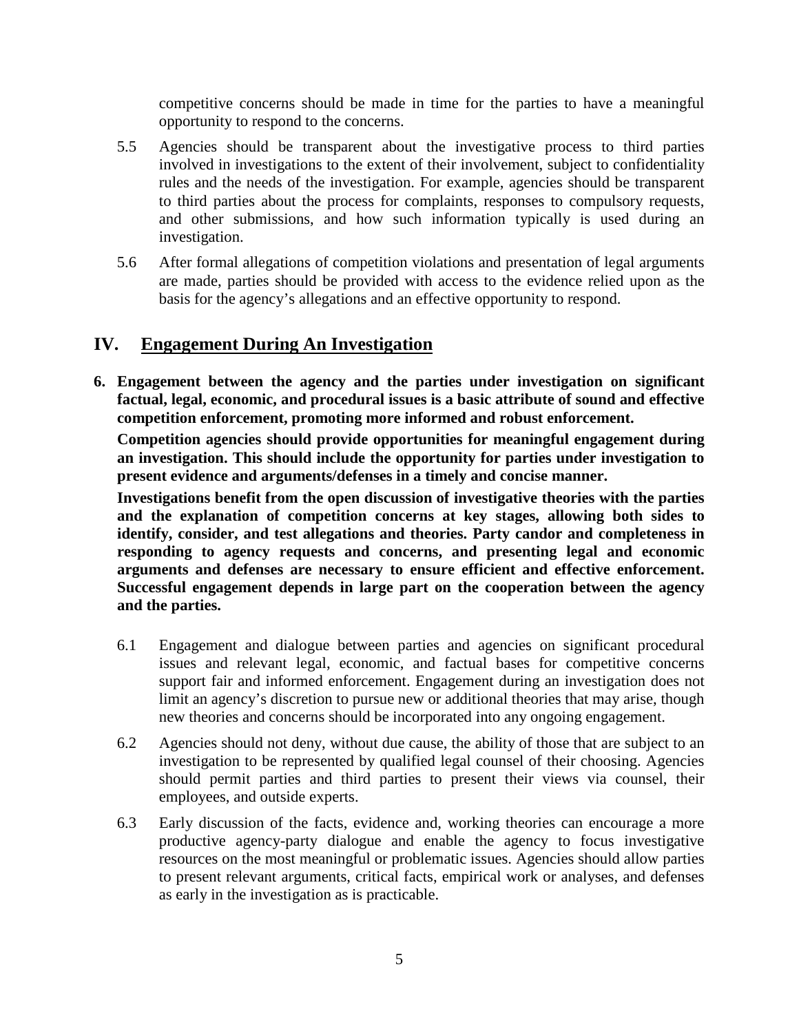competitive concerns should be made in time for the parties to have a meaningful opportunity to respond to the concerns.

5.5 Agencies should be transparent about the investigative process to third parties involved in investigations to the extent of their involvement, subject to confidentiality rules and the needs of the investigation. For example, agencies should be transparent to third parties about the process for complaints, responses to compulsory requests, and other submissions, and how such information typically is used during an investigation.

5.6 After formal allegations of competition violations and presentation of legal arguments are made, parties should be provided with access to the evidence relied upon as the basis for the agency's allegations and an effective opportunity to respond.

## IV. Engagement During An Investigation

**6. Engagement between the agency and the parties under investigation on significant factual, legal, economic, and procedural issues is a basic attribute of sound and effective competition enforcement, promoting more informed and robust enforcement.**

**Competition agencies should provide opportunities for meaningful engagement during an investigation. This should include the opportunity for parties under investigation to present evidence and arguments/defenses in a timely and concise manner.**

**Investigations benefit from the open discussion of investigative theories with the parties and the explanation of competition concerns at key stages, allowing both sides to identify, consider, and test allegations and theories. Party candor and completeness in responding to agency requests and concerns, and presenting legal and economic arguments and defenses are necessary to ensure efficient and effective enforcement. Successful engagement depends in large part on the cooperation between the agency and the parties.**

6.1 Engagement and dialogue between parties and agencies on significant procedural issues and relevant legal, economic, and factual bases for competitive concerns support fair and informed enforcement. Engagement during an investigation does not limit an agency's discretion to pursue new or additional theories that may arise, though new theories and concerns should be incorporated into any ongoing engagement.

6.2 Agencies should not deny, without due cause, the ability of those that are subject to an investigation to be represented by qualified legal counsel of their choosing. Agencies should permit parties and third parties to present their views via counsel, their employees, and outside experts.

6.3 Early discussion of the facts, evidence and, working theories can encourage a more productive agency-party dialogue and enable the agency to focus investigative resources on the most meaningful or problematic issues. Agencies should allow parties to present relevant arguments, critical facts, empirical work or analyses, and defenses as early in the investigation as is practicable.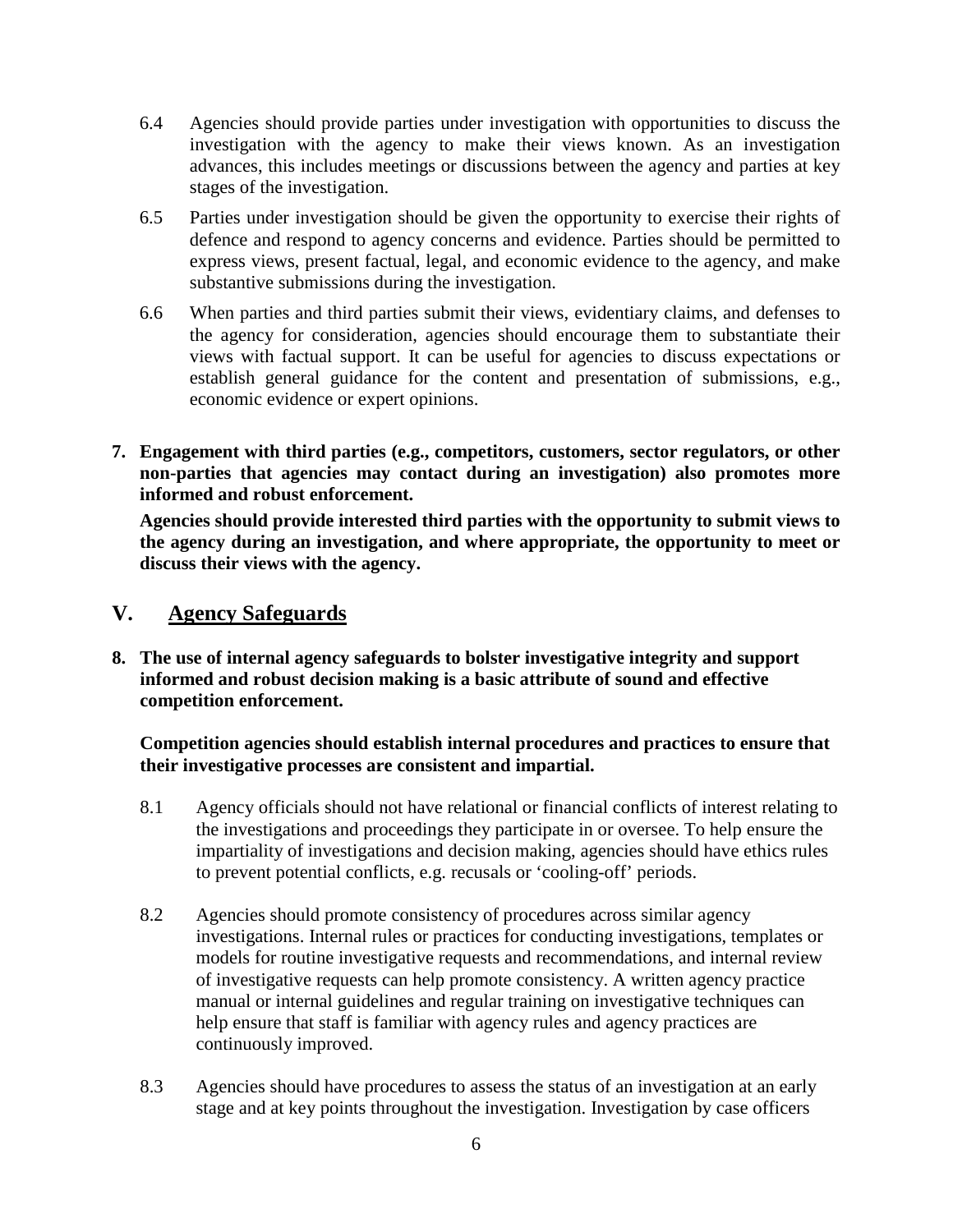6.4 Agencies should provide parties under investigation with opportunities to discuss the investigation with the agency to make their views known. As an investigation advances, this includes meetings or discussions between the agency and parties at key stages of the investigation.

6.5 Parties under investigation should be given the opportunity to exercise their rights of defence and respond to agency concerns and evidence. Parties should be permitted to express views, present factual, legal, and economic evidence to the agency, and make substantive submissions during the investigation.

6.6 When parties and third parties submit their views, evidentiary claims, and defenses to the agency for consideration, agencies should encourage them to substantiate their views with factual support. It can be useful for agencies to discuss expectations or establish general guidance for the content and presentation of submissions, e.g., economic evidence or expert opinions.

**7. Engagement with third parties (e.g., competitors, customers, sector regulators, or other non-parties that agencies may contact during an investigation) also promotes more informed and robust enforcement.**

**Agencies should provide interested third parties with the opportunity to submit views to the agency during an investigation, and where appropriate, the opportunity to meet or discuss their views with the agency.**

## V. Agency Safeguards

**8. The use of internal agency safeguards to bolster investigative integrity and support informed and robust decision making is a basic attribute of sound and effective competition enforcement.**

**Competition agencies should establish internal procedures and practices to ensure that their investigative processes are consistent and impartial.**

8.1 Agency officials should not have relational or financial conflicts of interest relating to the investigations and proceedings they participate in or oversee. To help ensure the impartiality of investigations and decision making, agencies should have ethics rules to prevent potential conflicts, e.g. recusals or 'cooling-off' periods.

8.2 Agencies should promote consistency of procedures across similar agency investigations. Internal rules or practices for conducting investigations, templates or models for routine investigative requests and recommendations, and internal review of investigative requests can help promote consistency. A written agency practice manual or internal guidelines and regular training on investigative techniques can help ensure that staff is familiar with agency rules and agency practices are continuously improved.

8.3 Agencies should have procedures to assess the status of an investigation at an early stage and at key points throughout the investigation. Investigation by case officers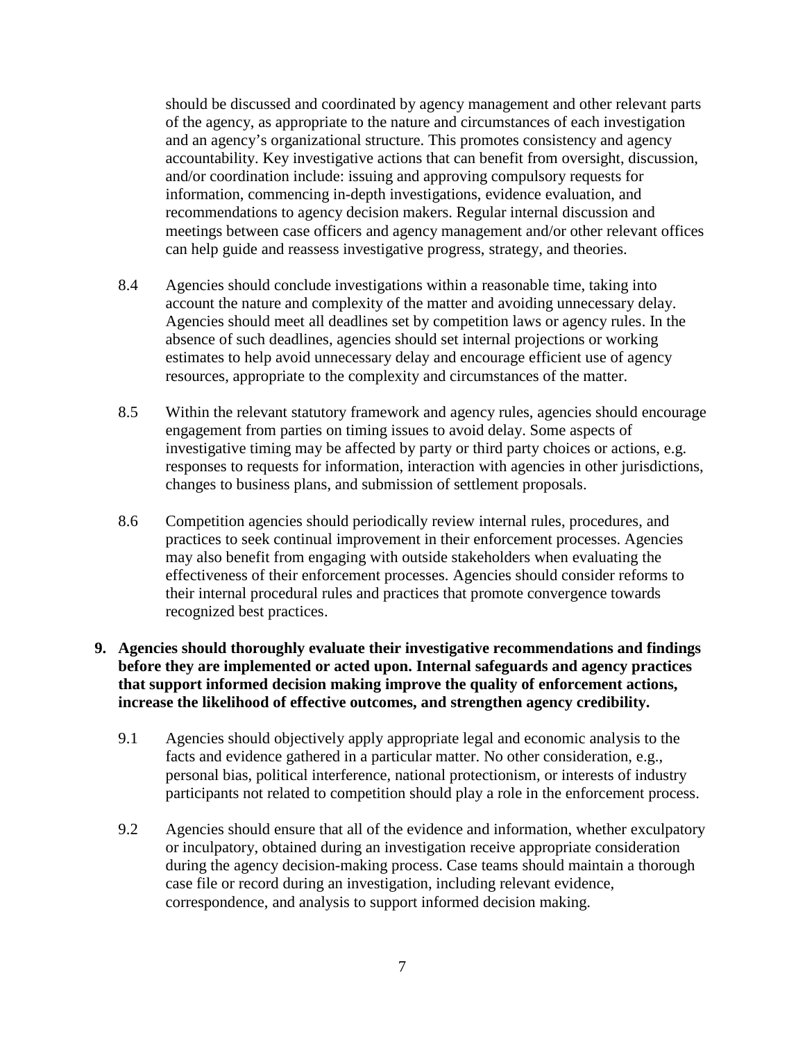should be discussed and coordinated by agency management and other relevant parts of the agency, as appropriate to the nature and circumstances of each investigation and an agency's organizational structure. This promotes consistency and agency accountability. Key investigative actions that can benefit from oversight, discussion, and/or coordination include: issuing and approving compulsory requests for information, commencing in-depth investigations, evidence evaluation, and recommendations to agency decision makers. Regular internal discussion and meetings between case officers and agency management and/or other relevant offices can help guide and reassess investigative progress, strategy, and theories.

8.4 Agencies should conclude investigations within a reasonable time, taking into account the nature and complexity of the matter and avoiding unnecessary delay. Agencies should meet all deadlines set by competition laws or agency rules. In the absence of such deadlines, agencies should set internal projections or working estimates to help avoid unnecessary delay and encourage efficient use of agency resources, appropriate to the complexity and circumstances of the matter.

8.5 Within the relevant statutory framework and agency rules, agencies should encourage engagement from parties on timing issues to avoid delay. Some aspects of investigative timing may be affected by party or third party choices or actions, e.g. responses to requests for information, interaction with agencies in other jurisdictions, changes to business plans, and submission of settlement proposals.

8.6 Competition agencies should periodically review internal rules, procedures, and practices to seek continual improvement in their enforcement processes. Agencies may also benefit from engaging with outside stakeholders when evaluating the effectiveness of their enforcement processes. Agencies should consider reforms to their internal procedural rules and practices that promote convergence towards recognized best practices.

**9. Agencies should thoroughly evaluate their investigative recommendations and findings before they are implemented or acted upon. Internal safeguards and agency practices that support informed decision making improve the quality of enforcement actions, increase the likelihood of effective outcomes, and strengthen agency credibility.**

9.1 Agencies should objectively apply appropriate legal and economic analysis to the facts and evidence gathered in a particular matter. No other consideration, e.g., personal bias, political interference, national protectionism, or interests of industry participants not related to competition should play a role in the enforcement process.

9.2 Agencies should ensure that all of the evidence and information, whether exculpatory or inculpatory, obtained during an investigation receive appropriate consideration during the agency decision-making process. Case teams should maintain a thorough case file or record during an investigation, including relevant evidence, correspondence, and analysis to support informed decision making.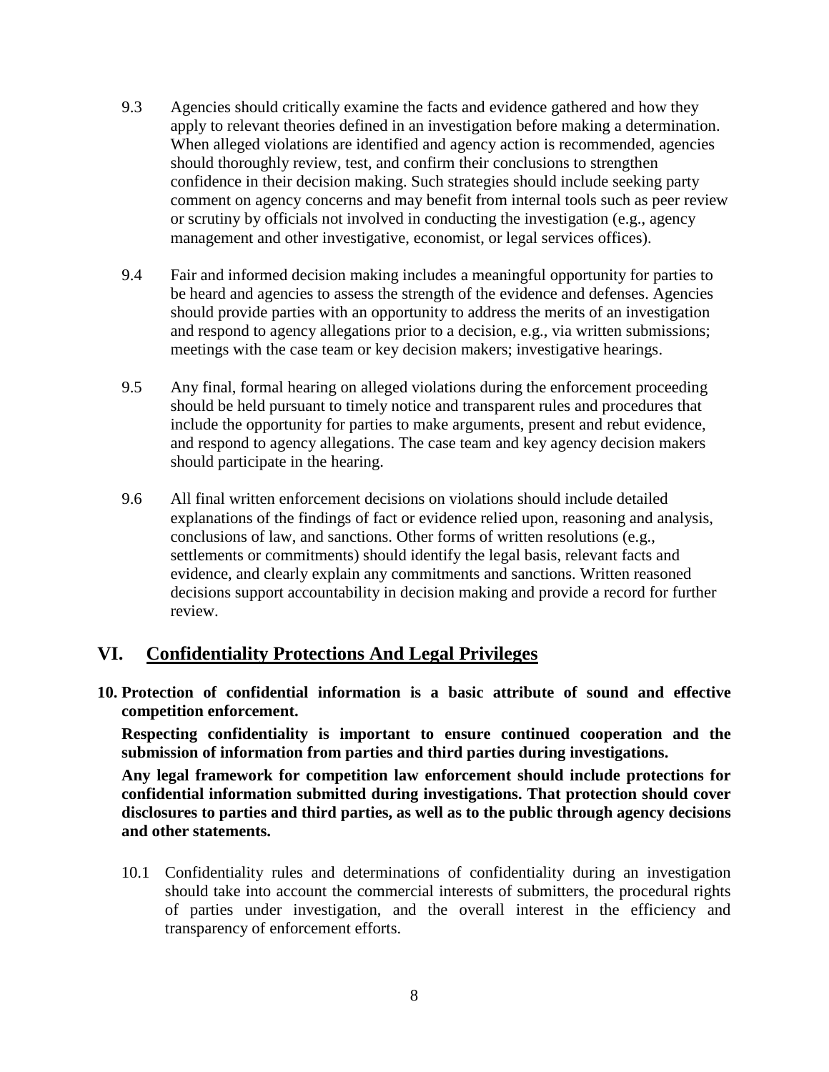9.3 Agencies should critically examine the facts and evidence gathered and how they apply to relevant theories defined in an investigation before making a determination. When alleged violations are identified and agency action is recommended, agencies should thoroughly review, test, and confirm their conclusions to strengthen confidence in their decision making. Such strategies should include seeking party comment on agency concerns and may benefit from internal tools such as peer review or scrutiny by officials not involved in conducting the investigation (e.g., agency management and other investigative, economist, or legal services offices).

9.4 Fair and informed decision making includes a meaningful opportunity for parties to be heard and agencies to assess the strength of the evidence and defenses. Agencies should provide parties with an opportunity to address the merits of an investigation and respond to agency allegations prior to a decision, e.g., via written submissions; meetings with the case team or key decision makers; investigative hearings.

9.5 Any final, formal hearing on alleged violations during the enforcement proceeding should be held pursuant to timely notice and transparent rules and procedures that include the opportunity for parties to make arguments, present and rebut evidence, and respond to agency allegations. The case team and key agency decision makers should participate in the hearing.

9.6 All final written enforcement decisions on violations should include detailed explanations of the findings of fact or evidence relied upon, reasoning and analysis, conclusions of law, and sanctions. Other forms of written resolutions (e.g., settlements or commitments) should identify the legal basis, relevant facts and evidence, and clearly explain any commitments and sanctions. Written reasoned decisions support accountability in decision making and provide a record for further review.

## VI. Confidentiality Protections And Legal Privileges

**10. Protection of confidential information is a basic attribute of sound and effective competition enforcement.**

**Respecting confidentiality is important to ensure continued cooperation and the submission of information from parties and third parties during investigations.**

**Any legal framework for competition law enforcement should include protections for confidential information submitted during investigations. That protection should cover disclosures to parties and third parties, as well as to the public through agency decisions and other statements.**

10.1 Confidentiality rules and determinations of confidentiality during an investigation should take into account the commercial interests of submitters, the procedural rights of parties under investigation, and the overall interest in the efficiency and transparency of enforcement efforts.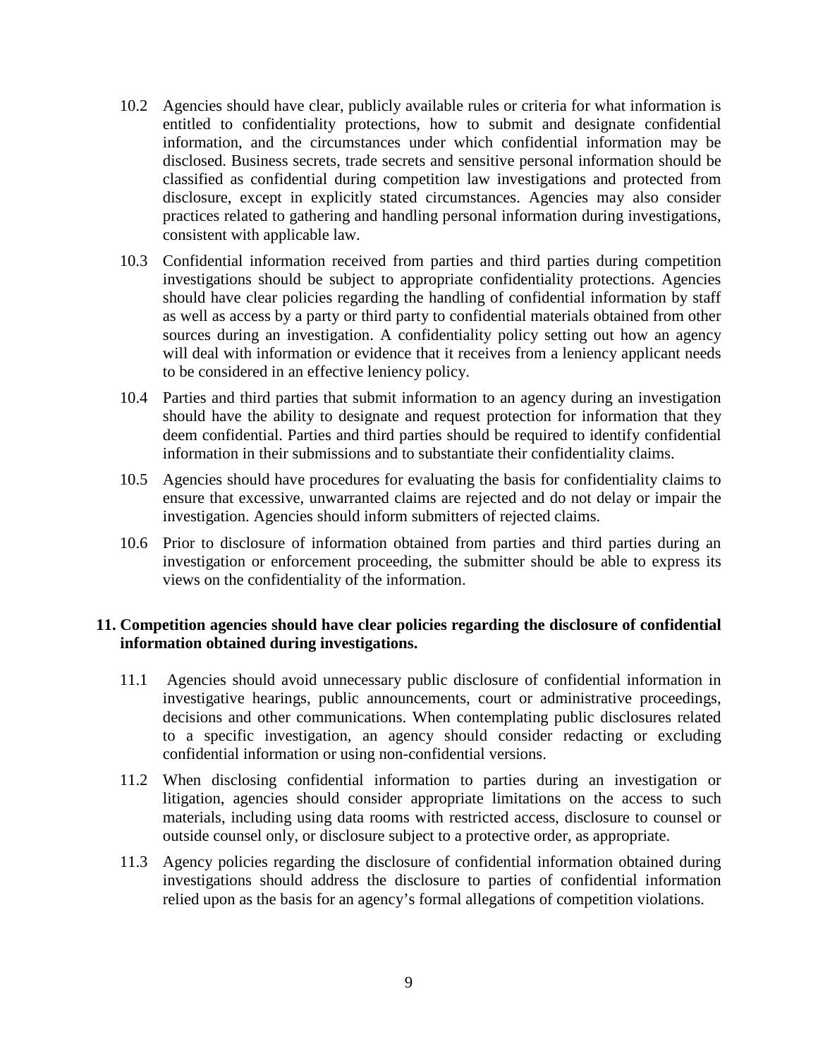10.2 Agencies should have clear, publicly available rules or criteria for what information is entitled to confidentiality protections, how to submit and designate confidential information, and the circumstances under which confidential information may be disclosed. Business secrets, trade secrets and sensitive personal information should be classified as confidential during competition law investigations and protected from disclosure, except in explicitly stated circumstances. Agencies may also consider practices related to gathering and handling personal information during investigations, consistent with applicable law.

10.3 Confidential information received from parties and third parties during competition investigations should be subject to appropriate confidentiality protections. Agencies should have clear policies regarding the handling of confidential information by staff as well as access by a party or third party to confidential materials obtained from other sources during an investigation. A confidentiality policy setting out how an agency will deal with information or evidence that it receives from a leniency applicant needs to be considered in an effective leniency policy.

10.4 Parties and third parties that submit information to an agency during an investigation should have the ability to designate and request protection for information that they deem confidential. Parties and third parties should be required to identify confidential information in their submissions and to substantiate their confidentiality claims.

10.5 Agencies should have procedures for evaluating the basis for confidentiality claims to ensure that excessive, unwarranted claims are rejected and do not delay or impair the investigation. Agencies should inform submitters of rejected claims.

10.6 Prior to disclosure of information obtained from parties and third parties during an investigation or enforcement proceeding, the submitter should be able to express its views on the confidentiality of the information.

**11. Competition agencies should have clear policies regarding the disclosure of confidential information obtained during investigations.**

11.1 Agencies should avoid unnecessary public disclosure of confidential information in investigative hearings, public announcements, court or administrative proceedings, decisions and other communications. When contemplating public disclosures related to a specific investigation, an agency should consider redacting or excluding confidential information or using non-confidential versions.

11.2 When disclosing confidential information to parties during an investigation or litigation, agencies should consider appropriate limitations on the access to such materials, including using data rooms with restricted access, disclosure to counsel or outside counsel only, or disclosure subject to a protective order, as appropriate.

11.3 Agency policies regarding the disclosure of confidential information obtained during investigations should address the disclosure to parties of confidential information relied upon as the basis for an agency's formal allegations of competition violations.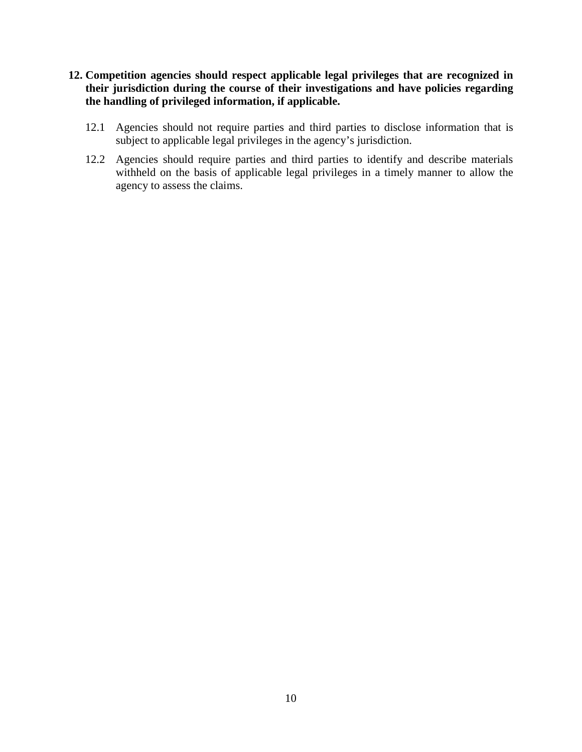**12. Competition agencies should respect applicable legal privileges that are recognized in their jurisdiction during the course of their investigations and have policies regarding the handling of privileged information, if applicable.**

12.1 Agencies should not require parties and third parties to disclose information that is subject to applicable legal privileges in the agency's jurisdiction.

12.2 Agencies should require parties and third parties to identify and describe materials withheld on the basis of applicable legal privileges in a timely manner to allow the agency to assess the claims.